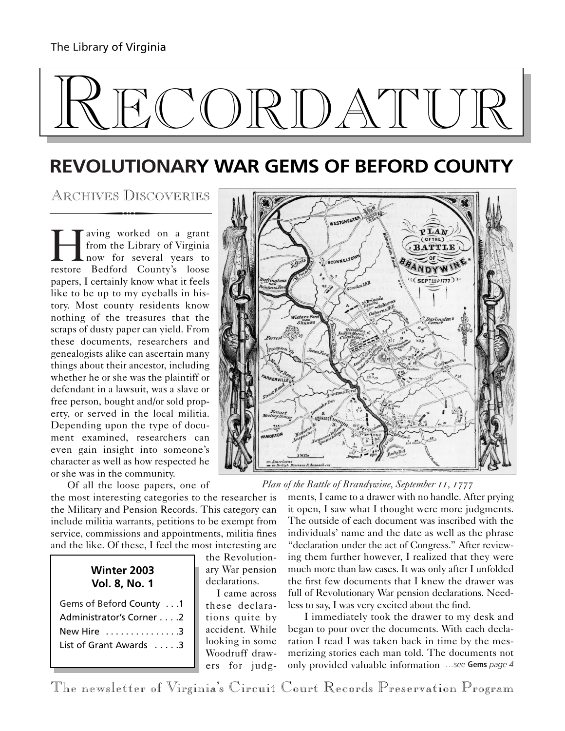The Library of Virginia

# RECORDATUR

## REVOLUTIONARY WAR GEMS OF BEFORD COUNTY

### ARCHIVES DISCOVERIES

Having worked on a grant from the Library of Virginia now for several years to restore Bedford County's loose papers, I certainly know what it feels like to be up to my eyeballs in history. Most county residents know nothing of the treasures that the scraps of dusty paper can yield. From these documents, researchers and genealogists alike can ascertain many things about their ancestor, including whether he or she was the plaintiff or defendant in a lawsuit, was a slave or free person, bought and/or sold property, or served in the local militia. Depending upon the type of document examined, researchers can even gain insight into someone's character as well as how respected he or she was in the community.

*Plan of the Battle of Brandywine, September 11, 1777*

Of all the loose papers, one of the most interesting categories to the researcher is the Military and Pension Records. This category can include militia warrants, petitions to be exempt from service, commissions and appointments, militia fines and the like. Of these, I feel the most interesting are the Revolutionary War pension declarations.

I came across these declarations quite by accident. While looking in some Woodruff drawers for judgments, I came to a drawer with no handle. After prying it open, I saw what I thought were more judgments. The outside of each document was inscribed with the individuals' name and the date as well as the phrase "declaration under the act of Congress." After reviewing them further however, I realized that they were much more than law cases. It was only after I unfolded the first few documents that I knew the drawer was full of Revolutionary War pension declarations. Needless to say, I was very excited about the find.

I immediately took the drawer to my desk and began to pour over the documents. With each declaration I read I was taken back in time by the mesmerizing stories each man told. The documents not only provided valuable information *...see* **Gems** *page 4*

**Winter 2003**
**Vol. 8, No. 1**

Gems of Beford County . . .1
Administrator's Corner . . . .2
New Hire . . . . . . . . . . . . . .3
List of Grant Awards . . . . .3

The newsletter of Virginia's Circuit Court Records Preservation Program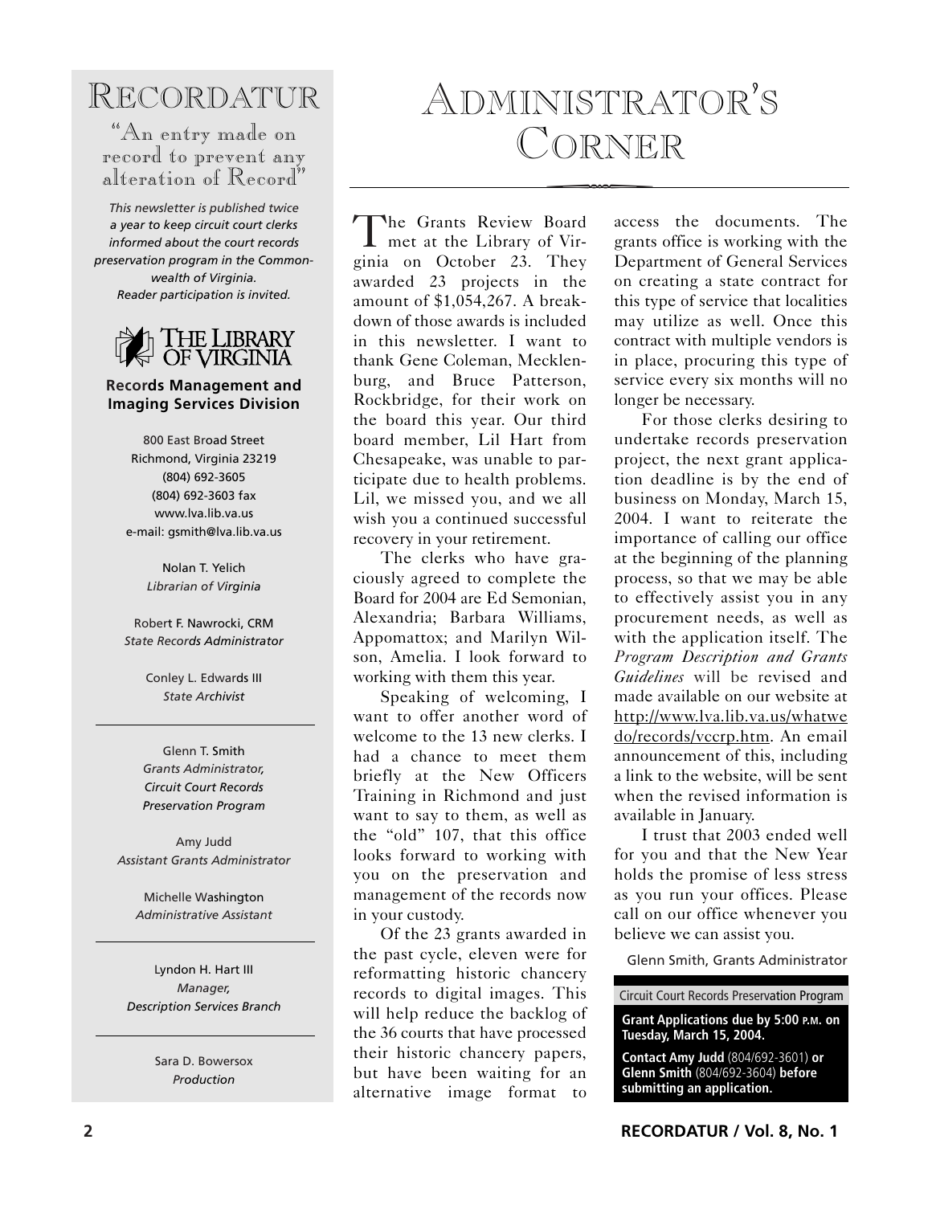# RECORDATUR

"An entry made on record to prevent any alteration of Record"

*This newsletter is published twice a year to keep circuit court clerks informed about the court records preservation program in the Commonwealth of Virginia. Reader participation is invited.*

THE LIBRARY OF VIRGINIA

**Records Management and Imaging Services Division**

800 East Broad Street
Richmond, Virginia 23219
(804) 692-3605
(804) 692-3603 fax
www.lva.lib.va.us
e-mail: gsmith@lva.lib.va.us

Nolan T. Yelich
*Librarian of Virginia*

Robert F. Nawrocki, CRM
*State Records Administrator*

Conley L. Edwards III
*State Archivist*

Glenn T. Smith
*Grants Administrator, Circuit Court Records Preservation Program*

Amy Judd
*Assistant Grants Administrator*

Michelle Washington
*Administrative Assistant*

Lyndon H. Hart III
*Manager, Description Services Branch*

Sara D. Bowersox
*Production*

# ADMINISTRATOR'S CORNER

The Grants Review Board met at the Library of Virginia on October 23. They awarded 23 projects in the amount of $1,054,267. A breakdown of those awards is included in this newsletter. I want to thank Gene Coleman, Mecklenburg, and Bruce Patterson, Rockbridge, for their work on the board this year. Our third board member, Lil Hart from Chesapeake, was unable to participate due to health problems. Lil, we missed you, and we all wish you a continued successful recovery in your retirement.

The clerks who have graciously agreed to complete the Board for 2004 are Ed Semonian, Alexandria; Barbara Williams, Appomattox; and Marilyn Wilson, Amelia. I look forward to working with them this year.

Speaking of welcoming, I want to offer another word of welcome to the 13 new clerks. I had a chance to meet them briefly at the New Officers Training in Richmond and just want to say to them, as well as the "old" 107, that this office looks forward to working with you on the preservation and management of the records now in your custody.

Of the 23 grants awarded in the past cycle, eleven were for reformatting historic chancery records to digital images. This will help reduce the backlog of the 36 courts that have processed their historic chancery papers, but have been waiting for an alternative image format to access the documents. The grants office is working with the Department of General Services on creating a state contract for this type of service that localities may utilize as well. Once this contract with multiple vendors is in place, procuring this type of service every six months will no longer be necessary.

For those clerks desiring to undertake records preservation project, the next grant application deadline is by the end of business on Monday, March 15, 2004. I want to reiterate the importance of calling our office at the beginning of the planning process, so that we may be able to effectively assist you in any procurement needs, as well as with the application itself. The *Program Description and Grants Guidelines* will be revised and made available on our website at http://www.lva.lib.va.us/whatwedo/records/vccrp.htm. An email announcement of this, including a link to the website, will be sent when the revised information is available in January.

I trust that 2003 ended well for you and that the New Year holds the promise of less stress as you run your offices. Please call on our office whenever you believe we can assist you.

Glenn Smith, Grants Administrator

Circuit Court Records Preservation Program

**Grant Applications due by 5:00 P.M. on Tuesday, March 15, 2004.**

**Contact Amy Judd** (804/692-3601) **or Glenn Smith** (804/692-3604) **before submitting an application.**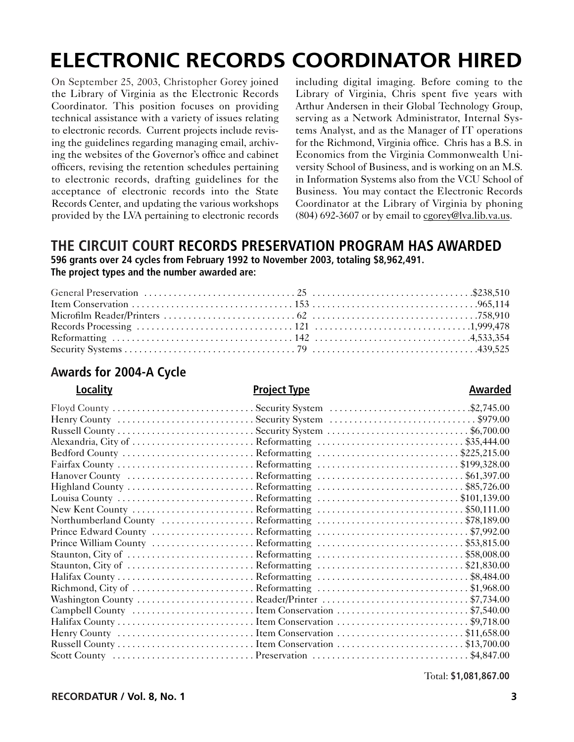# ELECTRONIC RECORDS COORDINATOR HIRED

On September 25, 2003, Christopher Gorey joined the Library of Virginia as the Electronic Records Coordinator. This position focuses on providing technical assistance with a variety of issues relating to electronic records. Current projects include revising the guidelines regarding managing email, archiving the websites of the Governor's office and cabinet officers, revising the retention schedules pertaining to electronic records, drafting guidelines for the acceptance of electronic records into the State Records Center, and updating the various workshops provided by the LVA pertaining to electronic records including digital imaging. Before coming to the Library of Virginia, Chris spent five years with Arthur Andersen in their Global Technology Group, serving as a Network Administrator, Internal Systems Analyst, and as the Manager of IT operations for the Richmond, Virginia office. Chris has a B.S. in Economics from the Virginia Commonwealth University School of Business, and is working on an M.S. in Information Systems also from the VCU School of Business. You may contact the Electronic Records Coordinator at the Library of Virginia by phoning (804) 692-3607 or by email to cgorey@lva.lib.va.us.

## THE CIRCUIT COURT RECORDS PRESERVATION PROGRAM HAS AWARDED

**596 grants over 24 cycles from February 1992 to November 2003, totaling $8,962,491.**
**The project types and the number awarded are:**

| Project Type | Number | Amount |
|---|---|---|
| General Preservation | 25 | $238,510 |
| Item Conservation | 153 | 965,114 |
| Microfilm Reader/Printers | 62 | 758,910 |
| Records Processing | 121 | 1,999,478 |
| Reformatting | 142 | 4,533,354 |
| Security Systems | 79 | 439,525 |

## Awards for 2004-A Cycle

| Locality | Project Type | Awarded |
|---|---|---|
| Floyd County | Security System | $2,745.00 |
| Henry County | Security System | $979.00 |
| Russell County | Security System | $6,700.00 |
| Alexandria, City of | Reformatting | $35,444.00 |
| Bedford County | Reformatting | $225,215.00 |
| Fairfax County | Reformatting | $199,328.00 |
| Hanover County | Reformatting | $61,397.00 |
| Highland County | Reformatting | $85,726.00 |
| Louisa County | Reformatting | $101,139.00 |
| New Kent County | Reformatting | $50,111.00 |
| Northumberland County | Reformatting | $78,189.00 |
| Prince Edward County | Reformatting | $7,992.00 |
| Prince William County | Reformatting | $53,815.00 |
| Staunton, City of | Reformatting | $58,008.00 |
| Staunton, City of | Reformatting | $21,830.00 |
| Halifax County | Reformatting | $8,484.00 |
| Richmond, City of | Reformatting | $1,968.00 |
| Washington County | Reader/Printer | $7,734.00 |
| Campbell County | Item Conservation | $7,540.00 |
| Halifax County | Item Conservation | $9,718.00 |
| Henry County | Item Conservation | $11,658.00 |
| Russell County | Item Conservation | $13,700.00 |
| Scott County | Preservation | $4,847.00 |

Total: **$1,081,867.00**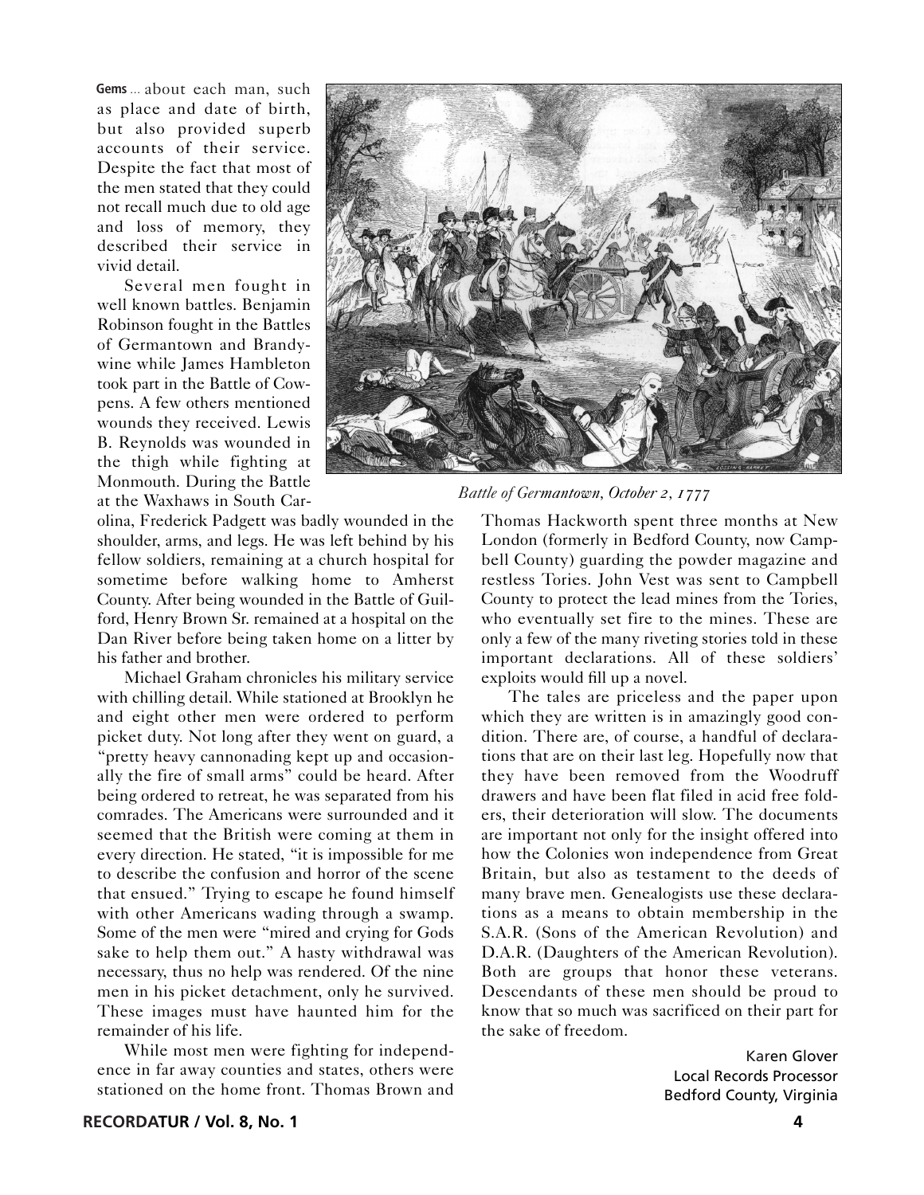**Gems** ... about each man, such as place and date of birth, but also provided superb accounts of their service. Despite the fact that most of the men stated that they could not recall much due to old age and loss of memory, they described their service in vivid detail.

Several men fought in well known battles. Benjamin Robinson fought in the Battles of Germantown and Brandywine while James Hambleton took part in the Battle of Cowpens. A few others mentioned wounds they received. Lewis B. Reynolds was wounded in the thigh while fighting at Monmouth. During the Battle at the Waxhaws in South Carolina, Frederick Padgett was badly wounded in the shoulder, arms, and legs. He was left behind by his fellow soldiers, remaining at a church hospital for sometime before walking home to Amherst County. After being wounded in the Battle of Guilford, Henry Brown Sr. remained at a hospital on the Dan River before being taken home on a litter by his father and brother.

*Battle of Germantown, October 2, 1777*

Michael Graham chronicles his military service with chilling detail. While stationed at Brooklyn he and eight other men were ordered to perform picket duty. Not long after they went on guard, a "pretty heavy cannonading kept up and occasionally the fire of small arms" could be heard. After being ordered to retreat, he was separated from his comrades. The Americans were surrounded and it seemed that the British were coming at them in every direction. He stated, "it is impossible for me to describe the confusion and horror of the scene that ensued." Trying to escape he found himself with other Americans wading through a swamp. Some of the men were "mired and crying for Gods sake to help them out." A hasty withdrawal was necessary, thus no help was rendered. Of the nine men in his picket detachment, only he survived. These images must have haunted him for the remainder of his life.

While most men were fighting for independence in far away counties and states, others were stationed on the home front. Thomas Brown and Thomas Hackworth spent three months at New London (formerly in Bedford County, now Campbell County) guarding the powder magazine and restless Tories. John Vest was sent to Campbell County to protect the lead mines from the Tories, who eventually set fire to the mines. These are only a few of the many riveting stories told in these important declarations. All of these soldiers' exploits would fill up a novel.

The tales are priceless and the paper upon which they are written is in amazingly good condition. There are, of course, a handful of declarations that are on their last leg. Hopefully now that they have been removed from the Woodruff drawers and have been flat filed in acid free folders, their deterioration will slow. The documents are important not only for the insight offered into how the Colonies won independence from Great Britain, but also as testament to the deeds of many brave men. Genealogists use these declarations as a means to obtain membership in the S.A.R. (Sons of the American Revolution) and D.A.R. (Daughters of the American Revolution). Both are groups that honor these veterans. Descendants of these men should be proud to know that so much was sacrificed on their part for the sake of freedom.

Karen Glover
Local Records Processor
Bedford County, Virginia